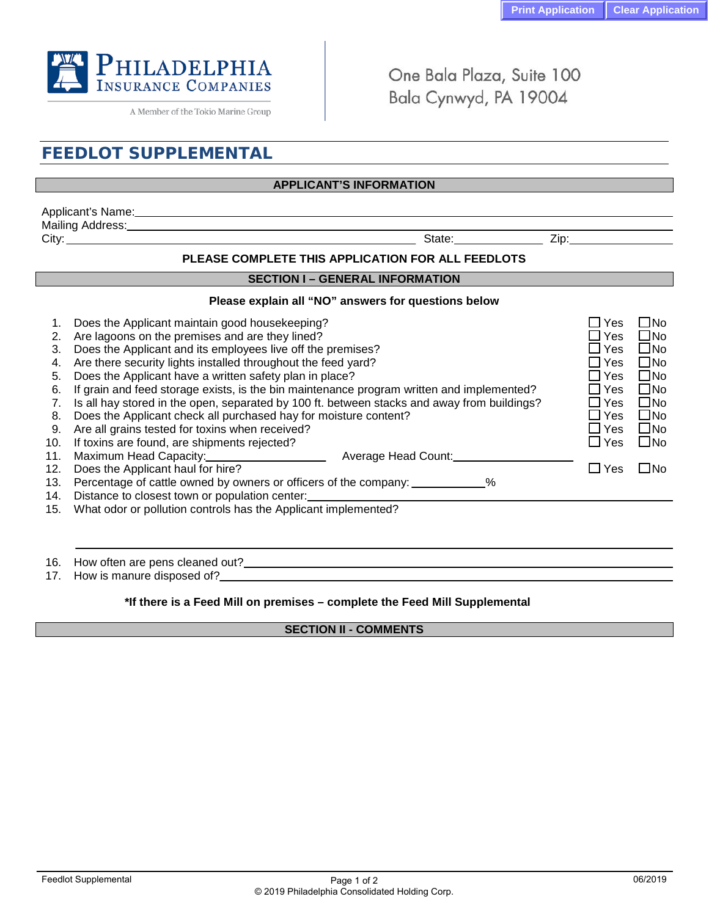Print Application | Clear Application

**PHILADELPHIA INSURANCE COMPANIES**
A Member of the Tokio Marine Group

One Bala Plaza, Suite 100
Bala Cynwyd, PA 19004

# FEEDLOT SUPPLEMENTAL

## APPLICANT'S INFORMATION

Applicant's Name: ____________________
Mailing Address: ____________________
City: ____________________ State: __________ Zip: __________

**PLEASE COMPLETE THIS APPLICATION FOR ALL FEEDLOTS**

## SECTION I – GENERAL INFORMATION

**Please explain all "NO" answers for questions below**

1. Does the Applicant maintain good housekeeping? ☐ Yes ☐ No
2. Are lagoons on the premises and are they lined? ☐ Yes ☐ No
3. Does the Applicant and its employees live off the premises? ☐ Yes ☐ No
4. Are there security lights installed throughout the feed yard? ☐ Yes ☐ No
5. Does the Applicant have a written safety plan in place? ☐ Yes ☐ No
6. If grain and feed storage exists, is the bin maintenance program written and implemented? ☐ Yes ☐ No
7. Is all hay stored in the open, separated by 100 ft. between stacks and away from buildings? ☐ Yes ☐ No
8. Does the Applicant check all purchased hay for moisture content? ☐ Yes ☐ No
9. Are all grains tested for toxins when received? ☐ Yes ☐ No
10. If toxins are found, are shipments rejected? ☐ Yes ☐ No
11. Maximum Head Capacity: __________ Average Head Count: __________
12. Does the Applicant haul for hire? ☐ Yes ☐ No
13. Percentage of cattle owned by owners or officers of the company: __________%
14. Distance to closest town or population center: __________
15. What odor or pollution controls has the Applicant implemented?

    ____________________
16. How often are pens cleaned out? __________
17. How is manure disposed of? __________

***If there is a Feed Mill on premises – complete the Feed Mill Supplemental**

## SECTION II - COMMENTS

Feedlot Supplemental | 06/2019

© 2019 Philadelphia Consolidated Holding Corp.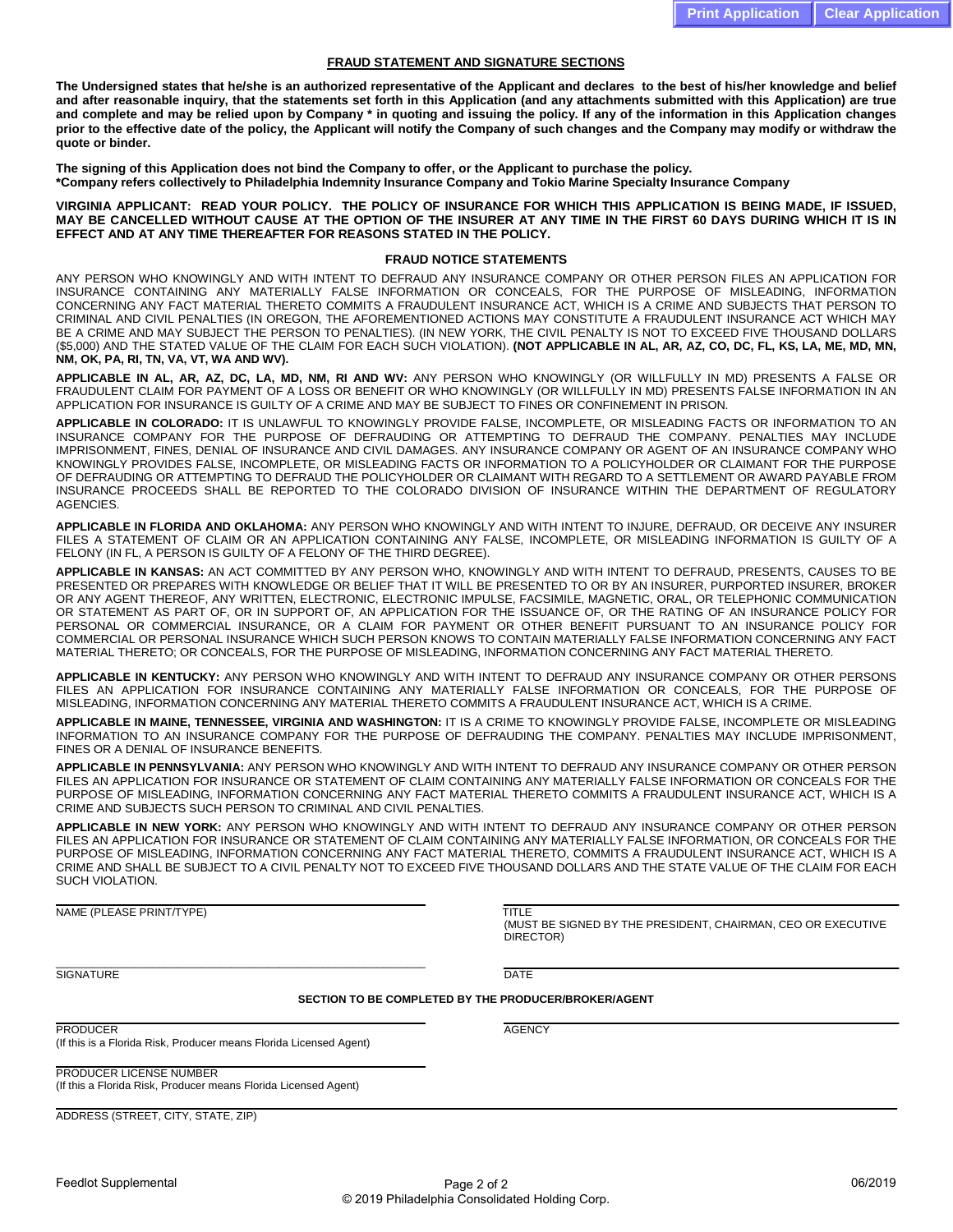## FRAUD STATEMENT AND SIGNATURE SECTIONS

**The Undersigned states that he/she is an authorized representative of the Applicant and declares to the best of his/her knowledge and belief and after reasonable inquiry, that the statements set forth in this Application (and any attachments submitted with this Application) are true and complete and may be relied upon by Company * in quoting and issuing the policy. If any of the information in this Application changes prior to the effective date of the policy, the Applicant will notify the Company of such changes and the Company may modify or withdraw the quote or binder.**

**The signing of this Application does not bind the Company to offer, or the Applicant to purchase the policy.**
**\*Company refers collectively to Philadelphia Indemnity Insurance Company and Tokio Marine Specialty Insurance Company**

**VIRGINIA APPLICANT: READ YOUR POLICY. THE POLICY OF INSURANCE FOR WHICH THIS APPLICATION IS BEING MADE, IF ISSUED, MAY BE CANCELLED WITHOUT CAUSE AT THE OPTION OF THE INSURER AT ANY TIME IN THE FIRST 60 DAYS DURING WHICH IT IS IN EFFECT AND AT ANY TIME THEREAFTER FOR REASONS STATED IN THE POLICY.**

### FRAUD NOTICE STATEMENTS

ANY PERSON WHO KNOWINGLY AND WITH INTENT TO DEFRAUD ANY INSURANCE COMPANY OR OTHER PERSON FILES AN APPLICATION FOR INSURANCE CONTAINING ANY MATERIALLY FALSE INFORMATION OR CONCEALS, FOR THE PURPOSE OF MISLEADING, INFORMATION CONCERNING ANY FACT MATERIAL THERETO COMMITS A FRAUDULENT INSURANCE ACT, WHICH IS A CRIME AND SUBJECTS THAT PERSON TO CRIMINAL AND CIVIL PENALTIES (IN OREGON, THE AFOREMENTIONED ACTIONS MAY CONSTITUTE A FRAUDULENT INSURANCE ACT WHICH MAY BE A CRIME AND MAY SUBJECT THE PERSON TO PENALTIES). (IN NEW YORK, THE CIVIL PENALTY IS NOT TO EXCEED FIVE THOUSAND DOLLARS ($5,000) AND THE STATED VALUE OF THE CLAIM FOR EACH SUCH VIOLATION). **(NOT APPLICABLE IN AL, AR, AZ, CO, DC, FL, KS, LA, ME, MD, MN, NM, OK, PA, RI, TN, VA, VT, WA AND WV).**

**APPLICABLE IN AL, AR, AZ, DC, LA, MD, NM, RI AND WV:** ANY PERSON WHO KNOWINGLY (OR WILLFULLY IN MD) PRESENTS A FALSE OR FRAUDULENT CLAIM FOR PAYMENT OF A LOSS OR BENEFIT OR WHO KNOWINGLY (OR WILLFULLY IN MD) PRESENTS FALSE INFORMATION IN AN APPLICATION FOR INSURANCE IS GUILTY OF A CRIME AND MAY BE SUBJECT TO FINES OR CONFINEMENT IN PRISON.

**APPLICABLE IN COLORADO:** IT IS UNLAWFUL TO KNOWINGLY PROVIDE FALSE, INCOMPLETE, OR MISLEADING FACTS OR INFORMATION TO AN INSURANCE COMPANY FOR THE PURPOSE OF DEFRAUDING OR ATTEMPTING TO DEFRAUD THE COMPANY. PENALTIES MAY INCLUDE IMPRISONMENT, FINES, DENIAL OF INSURANCE AND CIVIL DAMAGES. ANY INSURANCE COMPANY OR AGENT OF AN INSURANCE COMPANY WHO KNOWINGLY PROVIDES FALSE, INCOMPLETE, OR MISLEADING FACTS OR INFORMATION TO A POLICYHOLDER OR CLAIMANT FOR THE PURPOSE OF DEFRAUDING OR ATTEMPTING TO DEFRAUD THE POLICYHOLDER OR CLAIMANT WITH REGARD TO A SETTLEMENT OR AWARD PAYABLE FROM INSURANCE PROCEEDS SHALL BE REPORTED TO THE COLORADO DIVISION OF INSURANCE WITHIN THE DEPARTMENT OF REGULATORY AGENCIES.

**APPLICABLE IN FLORIDA AND OKLAHOMA:** ANY PERSON WHO KNOWINGLY AND WITH INTENT TO INJURE, DEFRAUD, OR DECEIVE ANY INSURER FILES A STATEMENT OF CLAIM OR AN APPLICATION CONTAINING ANY FALSE, INCOMPLETE, OR MISLEADING INFORMATION IS GUILTY OF A FELONY (IN FL, A PERSON IS GUILTY OF A FELONY OF THE THIRD DEGREE).

**APPLICABLE IN KANSAS:** AN ACT COMMITTED BY ANY PERSON WHO, KNOWINGLY AND WITH INTENT TO DEFRAUD, PRESENTS, CAUSES TO BE PRESENTED OR PREPARES WITH KNOWLEDGE OR BELIEF THAT IT WILL BE PRESENTED TO OR BY AN INSURER, PURPORTED INSURER, BROKER OR ANY AGENT THEREOF, ANY WRITTEN, ELECTRONIC, ELECTRONIC IMPULSE, FACSIMILE, MAGNETIC, ORAL, OR TELEPHONIC COMMUNICATION OR STATEMENT AS PART OF, OR IN SUPPORT OF, AN APPLICATION FOR THE ISSUANCE OF, OR THE RATING OF AN INSURANCE POLICY FOR PERSONAL OR COMMERCIAL INSURANCE, OR A CLAIM FOR PAYMENT OR OTHER BENEFIT PURSUANT TO AN INSURANCE POLICY FOR COMMERCIAL OR PERSONAL INSURANCE WHICH SUCH PERSON KNOWS TO CONTAIN MATERIALLY FALSE INFORMATION CONCERNING ANY FACT MATERIAL THERETO; OR CONCEALS, FOR THE PURPOSE OF MISLEADING, INFORMATION CONCERNING ANY FACT MATERIAL THERETO.

**APPLICABLE IN KENTUCKY:** ANY PERSON WHO KNOWINGLY AND WITH INTENT TO DEFRAUD ANY INSURANCE COMPANY OR OTHER PERSONS FILES AN APPLICATION FOR INSURANCE CONTAINING ANY MATERIALLY FALSE INFORMATION OR CONCEALS, FOR THE PURPOSE OF MISLEADING, INFORMATION CONCERNING ANY MATERIAL THERETO COMMITS A FRAUDULENT INSURANCE ACT, WHICH IS A CRIME.

**APPLICABLE IN MAINE, TENNESSEE, VIRGINIA AND WASHINGTON:** IT IS A CRIME TO KNOWINGLY PROVIDE FALSE, INCOMPLETE OR MISLEADING INFORMATION TO AN INSURANCE COMPANY FOR THE PURPOSE OF DEFRAUDING THE COMPANY. PENALTIES MAY INCLUDE IMPRISONMENT, FINES OR A DENIAL OF INSURANCE BENEFITS.

**APPLICABLE IN PENNSYLVANIA:** ANY PERSON WHO KNOWINGLY AND WITH INTENT TO DEFRAUD ANY INSURANCE COMPANY OR OTHER PERSON FILES AN APPLICATION FOR INSURANCE OR STATEMENT OF CLAIM CONTAINING ANY MATERIALLY FALSE INFORMATION OR CONCEALS FOR THE PURPOSE OF MISLEADING, INFORMATION CONCERNING ANY FACT MATERIAL THERETO COMMITS A FRAUDULENT INSURANCE ACT, WHICH IS A CRIME AND SUBJECTS SUCH PERSON TO CRIMINAL AND CIVIL PENALTIES.

**APPLICABLE IN NEW YORK:** ANY PERSON WHO KNOWINGLY AND WITH INTENT TO DEFRAUD ANY INSURANCE COMPANY OR OTHER PERSON FILES AN APPLICATION FOR INSURANCE OR STATEMENT OF CLAIM CONTAINING ANY MATERIALLY FALSE INFORMATION, OR CONCEALS FOR THE PURPOSE OF MISLEADING, INFORMATION CONCERNING ANY FACT MATERIAL THERETO, COMMITS A FRAUDULENT INSURANCE ACT, WHICH IS A CRIME AND SHALL BE SUBJECT TO A CIVIL PENALTY NOT TO EXCEED FIVE THOUSAND DOLLARS AND THE STATE VALUE OF THE CLAIM FOR EACH SUCH VIOLATION.

NAME (PLEASE PRINT/TYPE) ____________________

TITLE ____________________
(MUST BE SIGNED BY THE PRESIDENT, CHAIRMAN, CEO OR EXECUTIVE DIRECTOR)

SIGNATURE ____________________

DATE ____________________

**SECTION TO BE COMPLETED BY THE PRODUCER/BROKER/AGENT**

PRODUCER ____________________
(If this is a Florida Risk, Producer means Florida Licensed Agent)

AGENCY ____________________

PRODUCER LICENSE NUMBER ____________________
(If this is a Florida Risk, Producer means Florida Licensed Agent)

ADDRESS (STREET, CITY, STATE, ZIP) ____________________

Feedlot Supplemental

© 2019 Philadelphia Consolidated Holding Corp.

06/2019